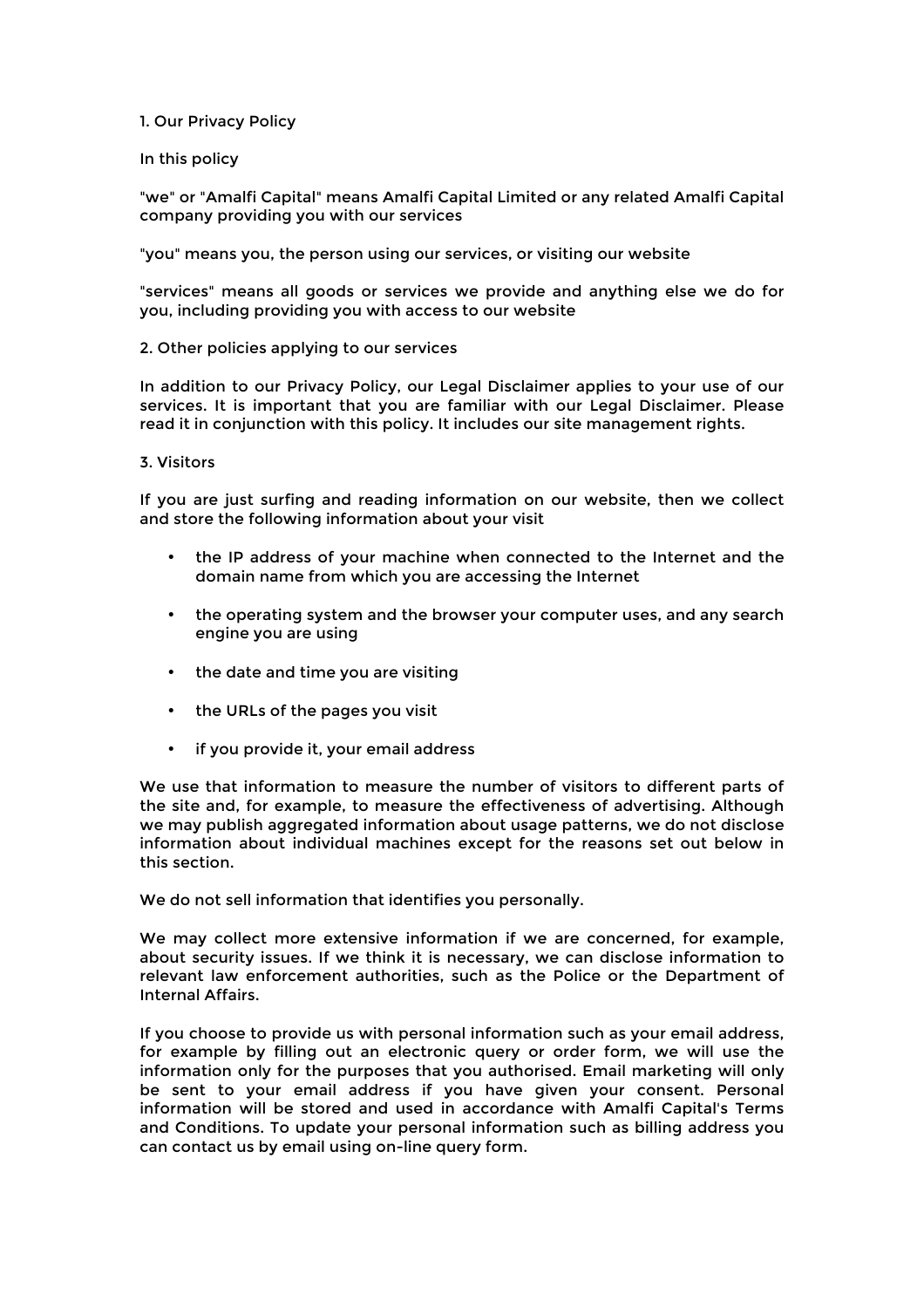## 1. Our Privacy Policy

In this policy

"we" or "Amalfi Capital" means Amalfi Capital Limited or any related Amalfi Capital company providing you with our services

"you" means you, the person using our services, or visiting our website

"services" means all goods or services we provide and anything else we do for you, including providing you with access to our website

## 2. Other policies applying to our services

In addition to our Privacy Policy, our Legal Disclaimer applies to your use of our services. It is important that you are familiar with our Legal Disclaimer. Please read it in conjunction with this policy. It includes our site management rights.

## 3. Visitors

If you are just surfing and reading information on our website, then we collect and store the following information about your visit

- the IP address of your machine when connected to the Internet and the domain name from which you are accessing the Internet
- the operating system and the browser your computer uses, and any search engine you are using
- the date and time you are visiting
- the URLs of the pages you visit
- if you provide it, your email address

We use that information to measure the number of visitors to different parts of the site and, for example, to measure the effectiveness of advertising. Although we may publish aggregated information about usage patterns, we do not disclose information about individual machines except for the reasons set out below in this section.

We do not sell information that identifies you personally.

We may collect more extensive information if we are concerned, for example, about security issues. If we think it is necessary, we can disclose information to relevant law enforcement authorities, such as the Police or the Department of Internal Affairs.

If you choose to provide us with personal information such as your email address, for example by filling out an electronic query or order form, we will use the information only for the purposes that you authorised. Email marketing will only be sent to your email address if you have given your consent. Personal information will be stored and used in accordance with Amalfi Capital's Terms and Conditions. To update your personal information such as billing address you can contact us by email using on-line query form.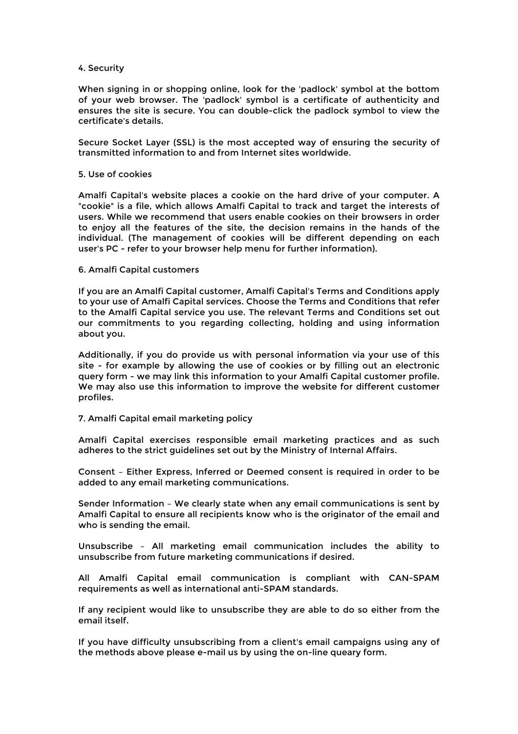## 4. Security

When signing in or shopping online, look for the 'padlock' symbol at the bottom of your web browser. The 'padlock' symbol is a certificate of authenticity and ensures the site is secure. You can double-click the padlock symbol to view the certificate's details.

Secure Socket Layer (SSL) is the most accepted way of ensuring the security of transmitted information to and from Internet sites worldwide.

## 5. Use of cookies

Amalfi Capital's website places a cookie on the hard drive of your computer. A "cookie" is a file, which allows Amalfi Capital to track and target the interests of users. While we recommend that users enable cookies on their browsers in order to enjoy all the features of the site, the decision remains in the hands of the individual. (The management of cookies will be different depending on each user's PC - refer to your browser help menu for further information).

## 6. Amalfi Capital customers

If you are an Amalfi Capital customer, Amalfi Capital's Terms and Conditions apply to your use of Amalfi Capital services. Choose the Terms and Conditions that refer to the Amalfi Capital service you use. The relevant Terms and Conditions set out our commitments to you regarding collecting, holding and using information about you.

Additionally, if you do provide us with personal information via your use of this site - for example by allowing the use of cookies or by filling out an electronic query form - we may link this information to your Amalfi Capital customer profile. We may also use this information to improve the website for different customer profiles.

## 7. Amalfi Capital email marketing policy

Amalfi Capital exercises responsible email marketing practices and as such adheres to the strict guidelines set out by the Ministry of Internal Affairs.

Consent – Either Express, Inferred or Deemed consent is required in order to be added to any email marketing communications.

Sender Information – We clearly state when any email communications is sent by Amalfi Capital to ensure all recipients know who is the originator of the email and who is sending the email.

Unsubscribe – All marketing email communication includes the ability to unsubscribe from future marketing communications if desired.

All Amalfi Capital email communication is compliant with CAN-SPAM requirements as well as international anti-SPAM standards.

If any recipient would like to unsubscribe they are able to do so either from the email itself.

If you have difficulty unsubscribing from a client's email campaigns using any of the methods above please e-mail us by using the on-line queary form.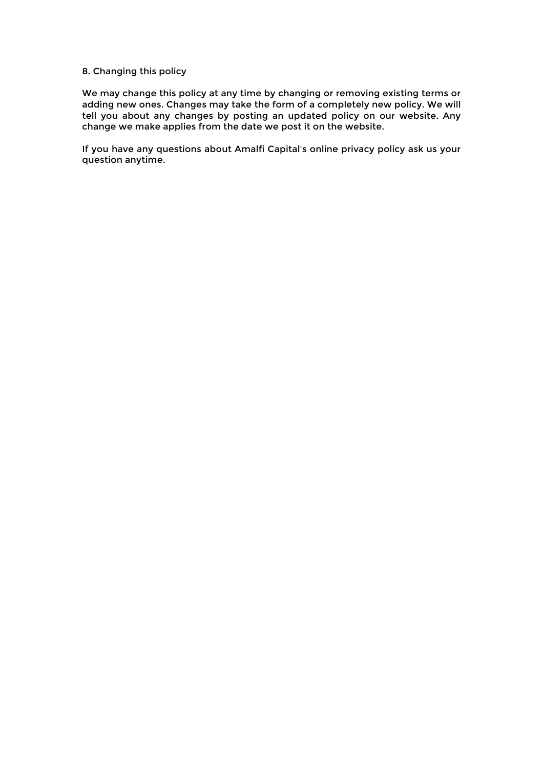## 8. Changing this policy

We may change this policy at any time by changing or removing existing terms or adding new ones. Changes may take the form of a completely new policy. We will tell you about any changes by posting an updated policy on our website. Any change we make applies from the date we post it on the website.

If you have any questions about Amalfi Capital's online privacy policy ask us your question anytime.